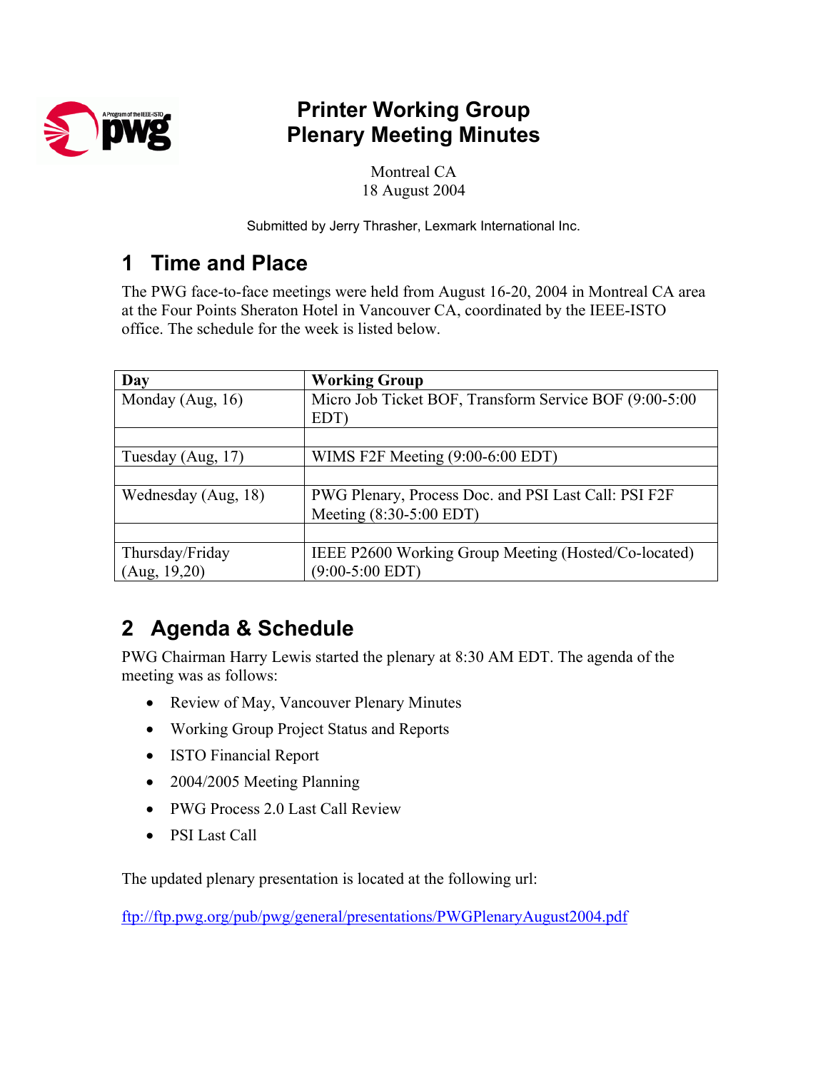# Printer Working Group
# Plenary Meeting Minutes

Montreal CA
18 August 2004

Submitted by Jerry Thrasher, Lexmark International Inc.

## 1 Time and Place

The PWG face-to-face meetings were held from August 16-20, 2004 in Montreal CA area at the Four Points Sheraton Hotel in Vancouver CA, coordinated by the IEEE-ISTO office. The schedule for the week is listed below.

| Day | Working Group |
|---|---|
| Monday (Aug, 16) | Micro Job Ticket BOF, Transform Service BOF (9:00-5:00 EDT) |
| | |
| Tuesday (Aug, 17) | WIMS F2F Meeting (9:00-6:00 EDT) |
| | |
| Wednesday (Aug, 18) | PWG Plenary, Process Doc. and PSI Last Call: PSI F2F Meeting (8:30-5:00 EDT) |
| | |
| Thursday/Friday (Aug, 19,20) | IEEE P2600 Working Group Meeting (Hosted/Co-located) (9:00-5:00 EDT) |

## 2 Agenda & Schedule

PWG Chairman Harry Lewis started the plenary at 8:30 AM EDT. The agenda of the meeting was as follows:

- Review of May, Vancouver Plenary Minutes
- Working Group Project Status and Reports
- ISTO Financial Report
- 2004/2005 Meeting Planning
- PWG Process 2.0 Last Call Review
- PSI Last Call

The updated plenary presentation is located at the following url:

ftp://ftp.pwg.org/pub/pwg/general/presentations/PWGPlenaryAugust2004.pdf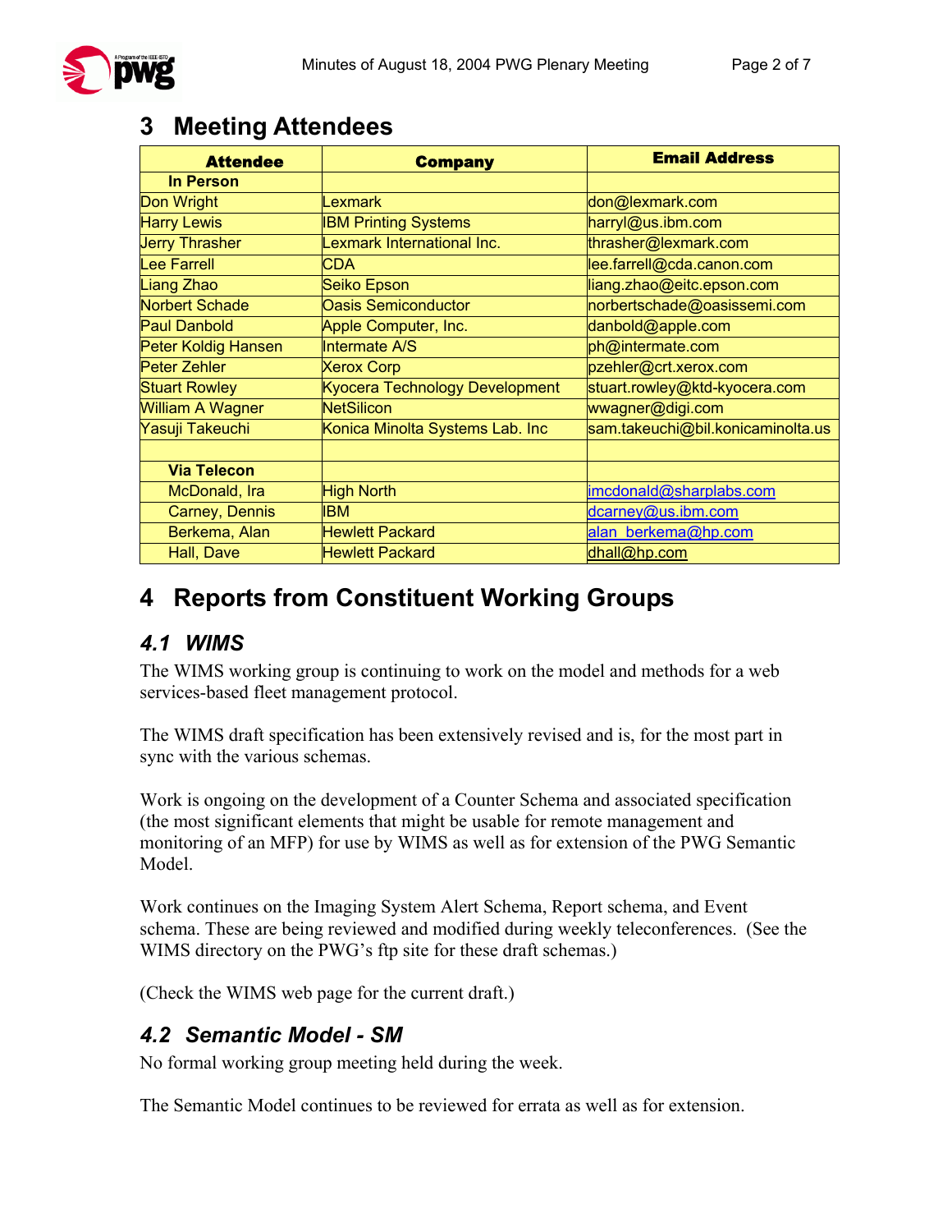# 3 Meeting Attendees

| Attendee | Company | Email Address |
|---|---|---|
| **In Person** | | |
| Don Wright | Lexmark | don@lexmark.com |
| Harry Lewis | IBM Printing Systems | harryl@us.ibm.com |
| Jerry Thrasher | Lexmark International Inc. | thrasher@lexmark.com |
| Lee Farrell | CDA | lee.farrell@cda.canon.com |
| Liang Zhao | Seiko Epson | liang.zhao@eitc.epson.com |
| Norbert Schade | Oasis Semiconductor | norbertschade@oasissemi.com |
| Paul Danbold | Apple Computer, Inc. | danbold@apple.com |
| Peter Koldig Hansen | Intermate A/S | ph@intermate.com |
| Peter Zehler | Xerox Corp | pzehler@crt.xerox.com |
| Stuart Rowley | Kyocera Technology Development | stuart.rowley@ktd-kyocera.com |
| William A Wagner | NetSilicon | wwagner@digi.com |
| Yasuji Takeuchi | Konica Minolta Systems Lab. Inc | sam.takeuchi@bil.konicaminolta.us |
| | | |
| **Via Telecon** | | |
| McDonald, Ira | High North | imcdonald@sharplabs.com |
| Carney, Dennis | IBM | dcarney@us.ibm.com |
| Berkema, Alan | Hewlett Packard | alan_berkema@hp.com |
| Hall, Dave | Hewlett Packard | dhall@hp.com |

# 4 Reports from Constituent Working Groups

## 4.1 WIMS

The WIMS working group is continuing to work on the model and methods for a web services-based fleet management protocol.

The WIMS draft specification has been extensively revised and is, for the most part in sync with the various schemas.

Work is ongoing on the development of a Counter Schema and associated specification (the most significant elements that might be usable for remote management and monitoring of an MFP) for use by WIMS as well as for extension of the PWG Semantic Model.

Work continues on the Imaging System Alert Schema, Report schema, and Event schema. These are being reviewed and modified during weekly teleconferences. (See the WIMS directory on the PWG's ftp site for these draft schemas.)

(Check the WIMS web page for the current draft.)

## 4.2 Semantic Model - SM

No formal working group meeting held during the week.

The Semantic Model continues to be reviewed for errata as well as for extension.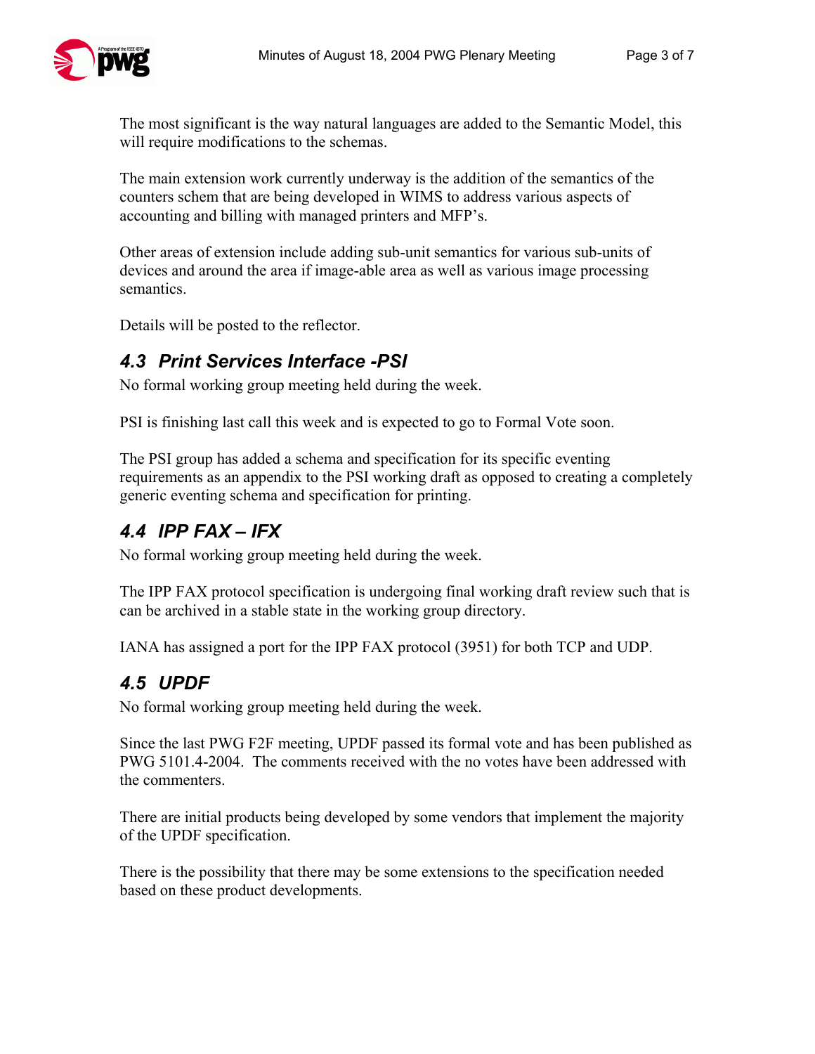The most significant is the way natural languages are added to the Semantic Model, this will require modifications to the schemas.

The main extension work currently underway is the addition of the semantics of the counters schem that are being developed in WIMS to address various aspects of accounting and billing with managed printers and MFP's.

Other areas of extension include adding sub-unit semantics for various sub-units of devices and around the area if image-able area as well as various image processing semantics.

Details will be posted to the reflector.

## 4.3 Print Services Interface -PSI

No formal working group meeting held during the week.

PSI is finishing last call this week and is expected to go to Formal Vote soon.

The PSI group has added a schema and specification for its specific eventing requirements as an appendix to the PSI working draft as opposed to creating a completely generic eventing schema and specification for printing.

## 4.4 IPP FAX – IFX

No formal working group meeting held during the week.

The IPP FAX protocol specification is undergoing final working draft review such that is can be archived in a stable state in the working group directory.

IANA has assigned a port for the IPP FAX protocol (3951) for both TCP and UDP.

## 4.5 UPDF

No formal working group meeting held during the week.

Since the last PWG F2F meeting, UPDF passed its formal vote and has been published as PWG 5101.4-2004. The comments received with the no votes have been addressed with the commenters.

There are initial products being developed by some vendors that implement the majority of the UPDF specification.

There is the possibility that there may be some extensions to the specification needed based on these product developments.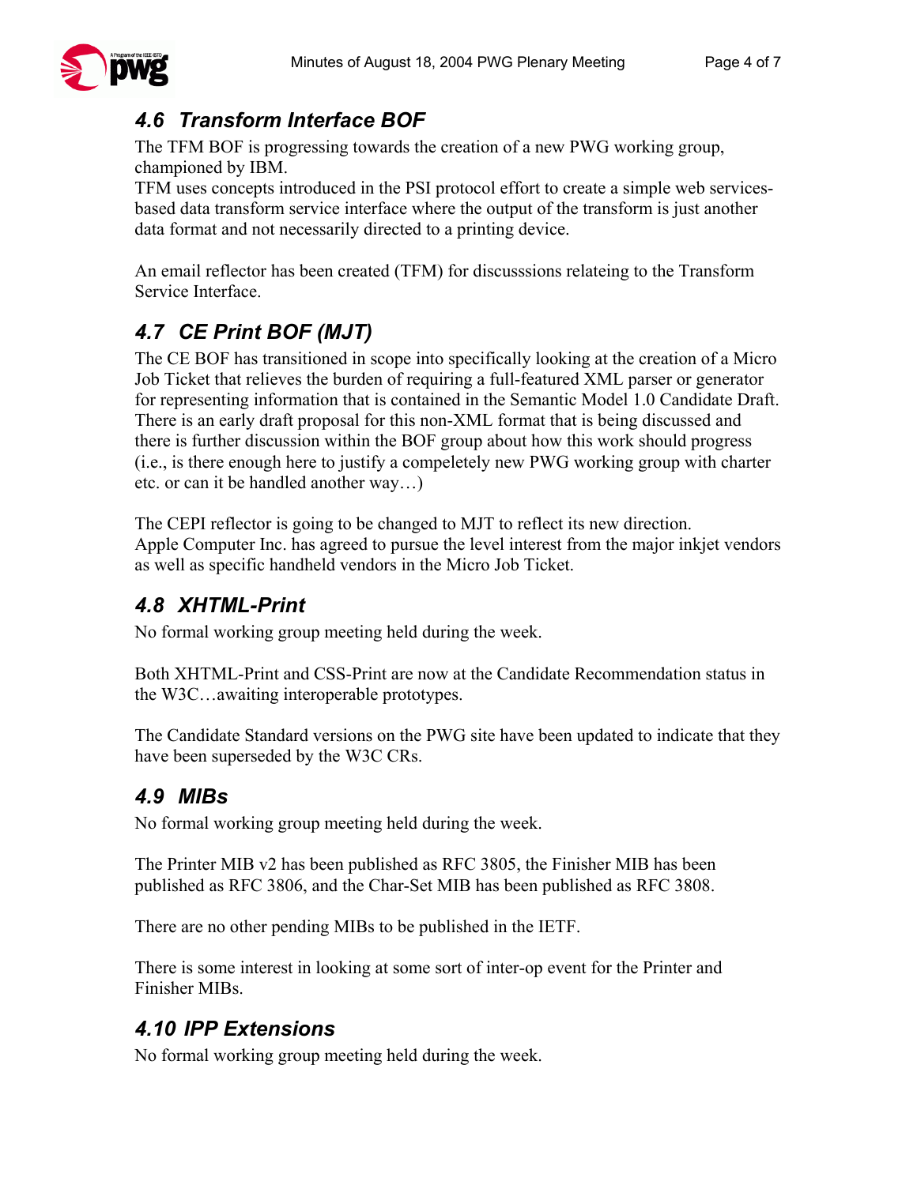## 4.6 Transform Interface BOF

The TFM BOF is progressing towards the creation of a new PWG working group, championed by IBM.
TFM uses concepts introduced in the PSI protocol effort to create a simple web services-based data transform service interface where the output of the transform is just another data format and not necessarily directed to a printing device.

An email reflector has been created (TFM) for discusssions relateing to the Transform Service Interface.

## 4.7 CE Print BOF (MJT)

The CE BOF has transitioned in scope into specifically looking at the creation of a Micro Job Ticket that relieves the burden of requiring a full-featured XML parser or generator for representing information that is contained in the Semantic Model 1.0 Candidate Draft. There is an early draft proposal for this non-XML format that is being discussed and there is further discussion within the BOF group about how this work should progress (i.e., is there enough here to justify a compeletely new PWG working group with charter etc. or can it be handled another way…)

The CEPI reflector is going to be changed to MJT to reflect its new direction.
Apple Computer Inc. has agreed to pursue the level interest from the major inkjet vendors as well as specific handheld vendors in the Micro Job Ticket.

## 4.8 XHTML-Print

No formal working group meeting held during the week.

Both XHTML-Print and CSS-Print are now at the Candidate Recommendation status in the W3C…awaiting interoperable prototypes.

The Candidate Standard versions on the PWG site have been updated to indicate that they have been superseded by the W3C CRs.

## 4.9 MIBs

No formal working group meeting held during the week.

The Printer MIB v2 has been published as RFC 3805, the Finisher MIB has been published as RFC 3806, and the Char-Set MIB has been published as RFC 3808.

There are no other pending MIBs to be published in the IETF.

There is some interest in looking at some sort of inter-op event for the Printer and Finisher MIBs.

## 4.10 IPP Extensions

No formal working group meeting held during the week.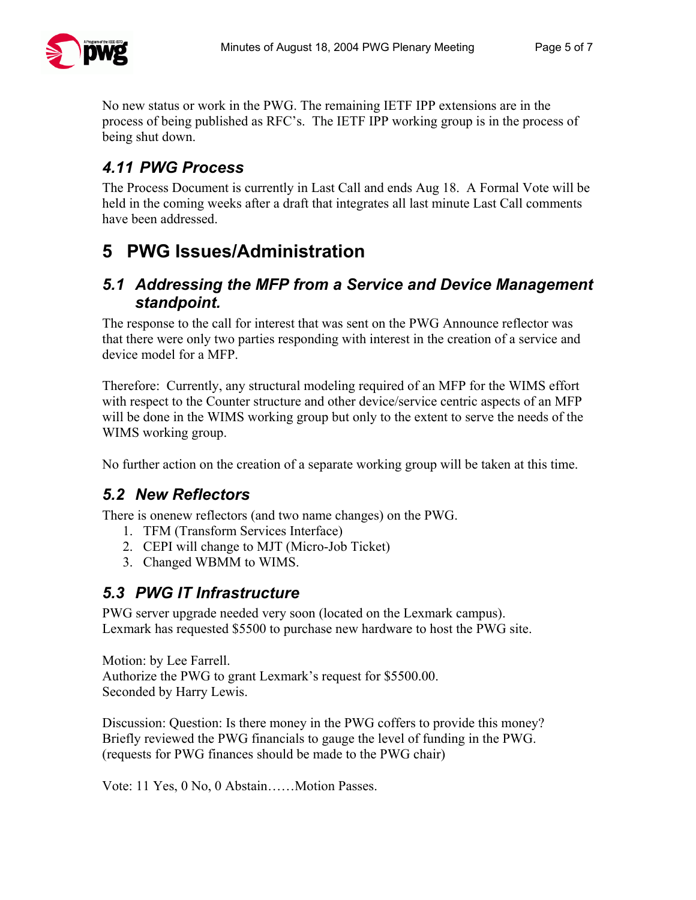No new status or work in the PWG. The remaining IETF IPP extensions are in the process of being published as RFC's. The IETF IPP working group is in the process of being shut down.

### 4.11 PWG Process

The Process Document is currently in Last Call and ends Aug 18. A Formal Vote will be held in the coming weeks after a draft that integrates all last minute Last Call comments have been addressed.

## 5 PWG Issues/Administration

### 5.1 Addressing the MFP from a Service and Device Management standpoint.

The response to the call for interest that was sent on the PWG Announce reflector was that there were only two parties responding with interest in the creation of a service and device model for a MFP.

Therefore: Currently, any structural modeling required of an MFP for the WIMS effort with respect to the Counter structure and other device/service centric aspects of an MFP will be done in the WIMS working group but only to the extent to serve the needs of the WIMS working group.

No further action on the creation of a separate working group will be taken at this time.

### 5.2 New Reflectors

There is onenew reflectors (and two name changes) on the PWG.

1. TFM (Transform Services Interface)
2. CEPI will change to MJT (Micro-Job Ticket)
3. Changed WBMM to WIMS.

### 5.3 PWG IT Infrastructure

PWG server upgrade needed very soon (located on the Lexmark campus).
Lexmark has requested $5500 to purchase new hardware to host the PWG site.

Motion: by Lee Farrell.
Authorize the PWG to grant Lexmark's request for $5500.00.
Seconded by Harry Lewis.

Discussion: Question: Is there money in the PWG coffers to provide this money?
Briefly reviewed the PWG financials to gauge the level of funding in the PWG.
(requests for PWG finances should be made to the PWG chair)

Vote: 11 Yes, 0 No, 0 Abstain……Motion Passes.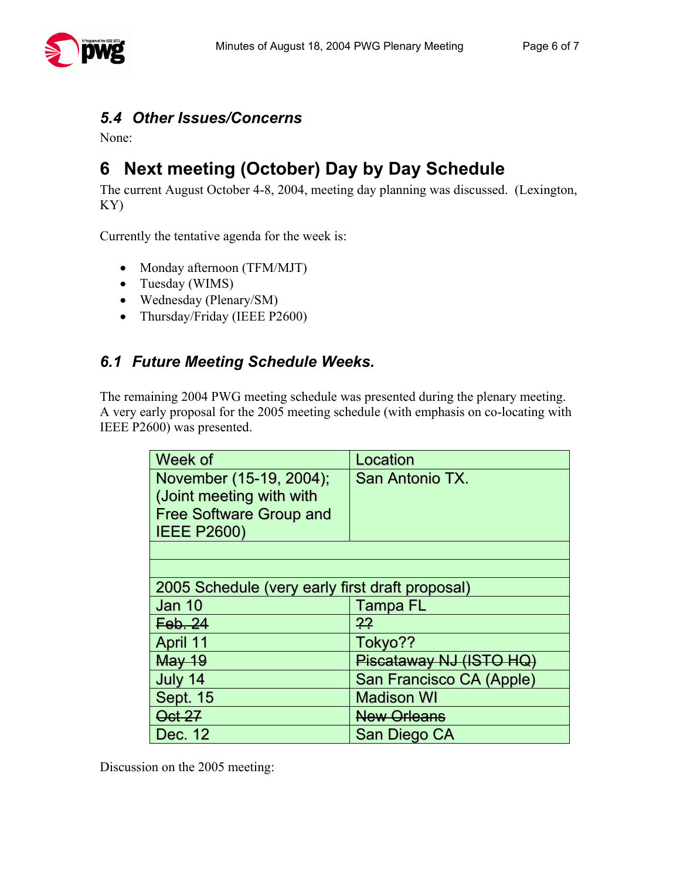### 5.4 Other Issues/Concerns

None:

## 6 Next meeting (October) Day by Day Schedule

The current August October 4-8, 2004, meeting day planning was discussed. (Lexington, KY)

Currently the tentative agenda for the week is:

- Monday afternoon (TFM/MJT)
- Tuesday (WIMS)
- Wednesday (Plenary/SM)
- Thursday/Friday (IEEE P2600)

### 6.1 Future Meeting Schedule Weeks.

The remaining 2004 PWG meeting schedule was presented during the plenary meeting. A very early proposal for the 2005 meeting schedule (with emphasis on co-locating with IEEE P2600) was presented.

| Week of | Location |
|---|---|
| November (15-19, 2004); (Joint meeting with with Free Software Group and IEEE P2600) | San Antonio TX. |
| | |
| | |
| 2005 Schedule (very early first draft proposal) | |
| Jan 10 | Tampa FL |
| ~~Feb. 24~~ | ~~??~~ |
| April 11 | Tokyo?? |
| ~~May 19~~ | ~~Piscataway NJ (ISTO HQ)~~ |
| July 14 | San Francisco CA (Apple) |
| Sept. 15 | Madison WI |
| ~~Oct 27~~ | ~~New Orleans~~ |
| Dec. 12 | San Diego CA |

Discussion on the 2005 meeting: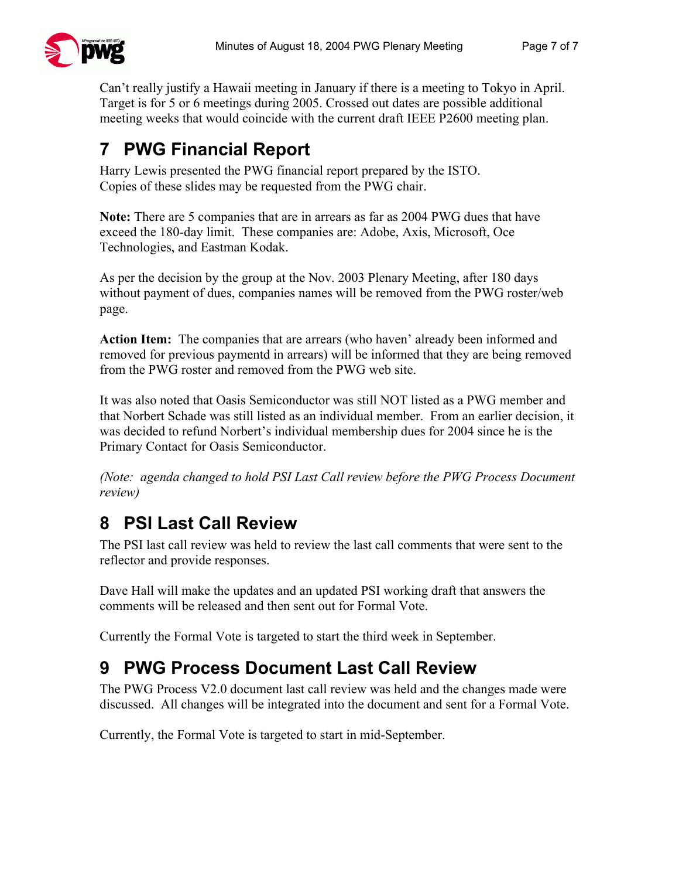Can't really justify a Hawaii meeting in January if there is a meeting to Tokyo in April. Target is for 5 or 6 meetings during 2005. Crossed out dates are possible additional meeting weeks that would coincide with the current draft IEEE P2600 meeting plan.

# 7 PWG Financial Report

Harry Lewis presented the PWG financial report prepared by the ISTO.
Copies of these slides may be requested from the PWG chair.

**Note:** There are 5 companies that are in arrears as far as 2004 PWG dues that have exceed the 180-day limit. These companies are: Adobe, Axis, Microsoft, Oce Technologies, and Eastman Kodak.

As per the decision by the group at the Nov. 2003 Plenary Meeting, after 180 days without payment of dues, companies names will be removed from the PWG roster/web page.

**Action Item:** The companies that are arrears (who haven' already been informed and removed for previous paymentd in arrears) will be informed that they are being removed from the PWG roster and removed from the PWG web site.

It was also noted that Oasis Semiconductor was still NOT listed as a PWG member and that Norbert Schade was still listed as an individual member. From an earlier decision, it was decided to refund Norbert's individual membership dues for 2004 since he is the Primary Contact for Oasis Semiconductor.

*(Note: agenda changed to hold PSI Last Call review before the PWG Process Document review)*

# 8 PSI Last Call Review

The PSI last call review was held to review the last call comments that were sent to the reflector and provide responses.

Dave Hall will make the updates and an updated PSI working draft that answers the comments will be released and then sent out for Formal Vote.

Currently the Formal Vote is targeted to start the third week in September.

# 9 PWG Process Document Last Call Review

The PWG Process V2.0 document last call review was held and the changes made were discussed. All changes will be integrated into the document and sent for a Formal Vote.

Currently, the Formal Vote is targeted to start in mid-September.